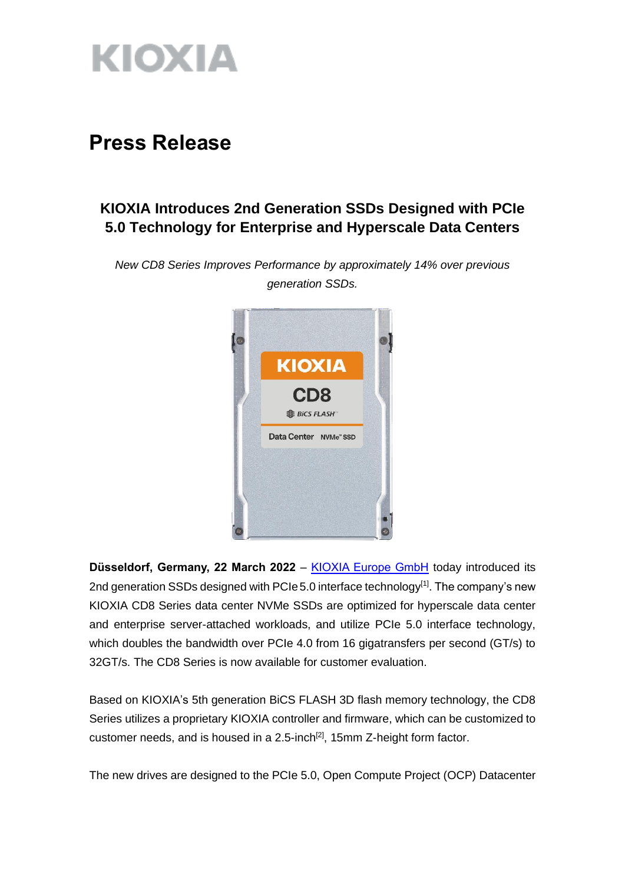KIOXIA

# Press Release

## KIOXIA Introduces 2nd Generation SSDs Designed with PCIe 5.0 Technology for Enterprise and Hyperscale Data Centers

*New CD8 Series Improves Performance by approximately 14% over previous generation SSDs.*

**Düsseldorf, Germany, 22 March 2022** – KIOXIA Europe GmbH today introduced its 2nd generation SSDs designed with PCIe 5.0 interface technology[1]. The company's new KIOXIA CD8 Series data center NVMe SSDs are optimized for hyperscale data center and enterprise server-attached workloads, and utilize PCIe 5.0 interface technology, which doubles the bandwidth over PCIe 4.0 from 16 gigatransfers per second (GT/s) to 32GT/s. The CD8 Series is now available for customer evaluation.

Based on KIOXIA's 5th generation BiCS FLASH 3D flash memory technology, the CD8 Series utilizes a proprietary KIOXIA controller and firmware, which can be customized to customer needs, and is housed in a 2.5-inch[2], 15mm Z-height form factor.

The new drives are designed to the PCIe 5.0, Open Compute Project (OCP) Datacenter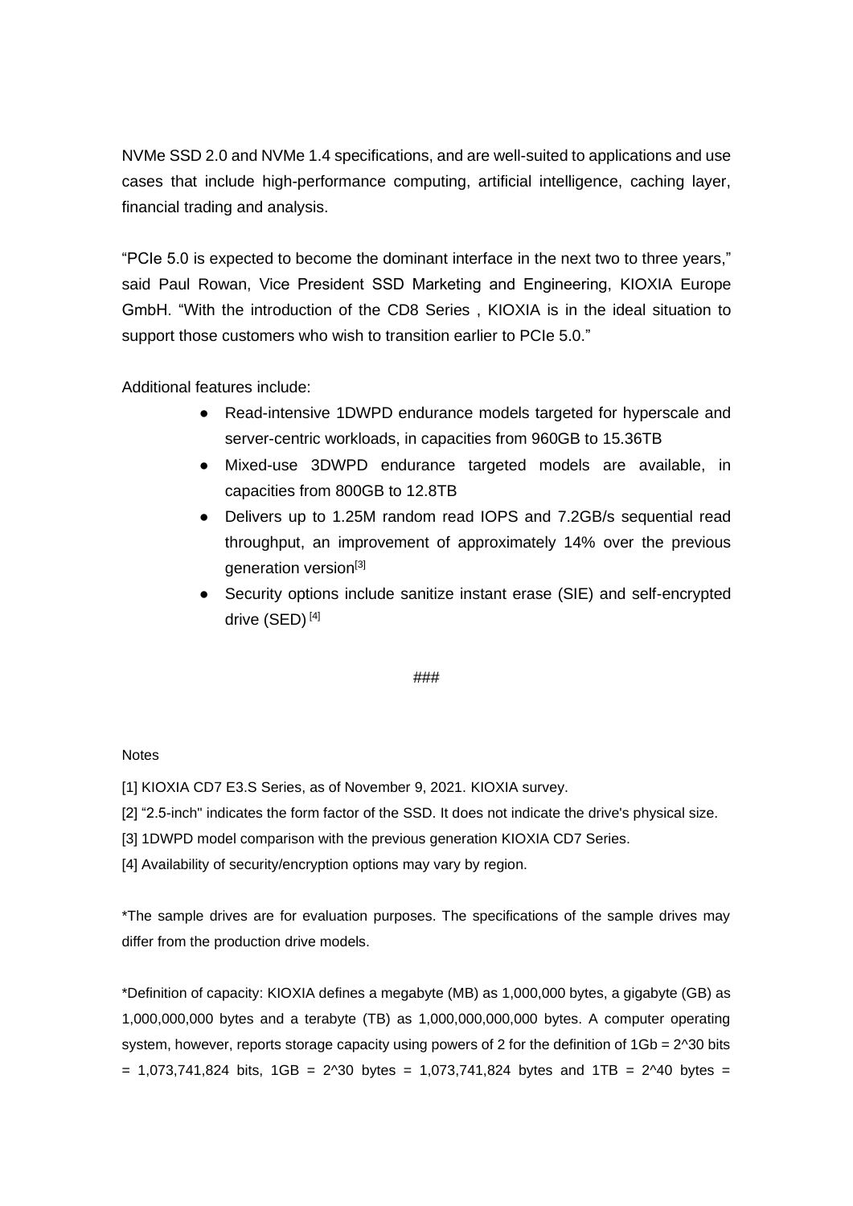NVMe SSD 2.0 and NVMe 1.4 specifications, and are well-suited to applications and use cases that include high-performance computing, artificial intelligence, caching layer, financial trading and analysis.

"PCIe 5.0 is expected to become the dominant interface in the next two to three years," said Paul Rowan, Vice President SSD Marketing and Engineering, KIOXIA Europe GmbH. "With the introduction of the CD8 Series , KIOXIA is in the ideal situation to support those customers who wish to transition earlier to PCIe 5.0."

Additional features include:

- Read-intensive 1DWPD endurance models targeted for hyperscale and server-centric workloads, in capacities from 960GB to 15.36TB
- Mixed-use 3DWPD endurance targeted models are available, in capacities from 800GB to 12.8TB
- Delivers up to 1.25M random read IOPS and 7.2GB/s sequential read throughput, an improvement of approximately 14% over the previous generation version[3]
- Security options include sanitize instant erase (SIE) and self-encrypted drive (SED) [4]

###

Notes

[1] KIOXIA CD7 E3.S Series, as of November 9, 2021. KIOXIA survey.

[2] "2.5-inch" indicates the form factor of the SSD. It does not indicate the drive's physical size.

[3] 1DWPD model comparison with the previous generation KIOXIA CD7 Series.

[4] Availability of security/encryption options may vary by region.

*The sample drives are for evaluation purposes. The specifications of the sample drives may differ from the production drive models.

*Definition of capacity: KIOXIA defines a megabyte (MB) as 1,000,000 bytes, a gigabyte (GB) as 1,000,000,000 bytes and a terabyte (TB) as 1,000,000,000,000 bytes. A computer operating system, however, reports storage capacity using powers of 2 for the definition of 1Gb = 2^30 bits = 1,073,741,824 bits, 1GB = 2^30 bytes = 1,073,741,824 bytes and 1TB = 2^40 bytes =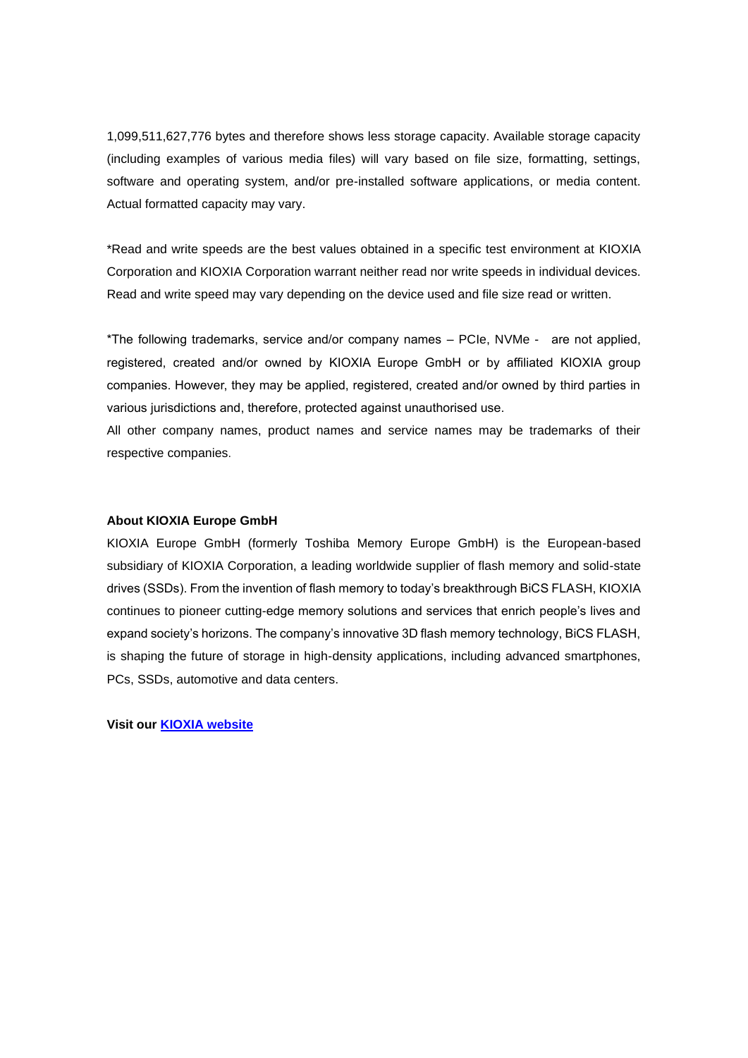1,099,511,627,776 bytes and therefore shows less storage capacity. Available storage capacity (including examples of various media files) will vary based on file size, formatting, settings, software and operating system, and/or pre-installed software applications, or media content. Actual formatted capacity may vary.

*Read and write speeds are the best values obtained in a specific test environment at KIOXIA Corporation and KIOXIA Corporation warrant neither read nor write speeds in individual devices. Read and write speed may vary depending on the device used and file size read or written.

*The following trademarks, service and/or company names – PCIe, NVMe - are not applied, registered, created and/or owned by KIOXIA Europe GmbH or by affiliated KIOXIA group companies. However, they may be applied, registered, created and/or owned by third parties in various jurisdictions and, therefore, protected against unauthorised use.
All other company names, product names and service names may be trademarks of their respective companies.

**About KIOXIA Europe GmbH**

KIOXIA Europe GmbH (formerly Toshiba Memory Europe GmbH) is the European-based subsidiary of KIOXIA Corporation, a leading worldwide supplier of flash memory and solid-state drives (SSDs). From the invention of flash memory to today's breakthrough BiCS FLASH, KIOXIA continues to pioneer cutting-edge memory solutions and services that enrich people's lives and expand society's horizons. The company's innovative 3D flash memory technology, BiCS FLASH, is shaping the future of storage in high-density applications, including advanced smartphones, PCs, SSDs, automotive and data centers.

**Visit our [KIOXIA website]()**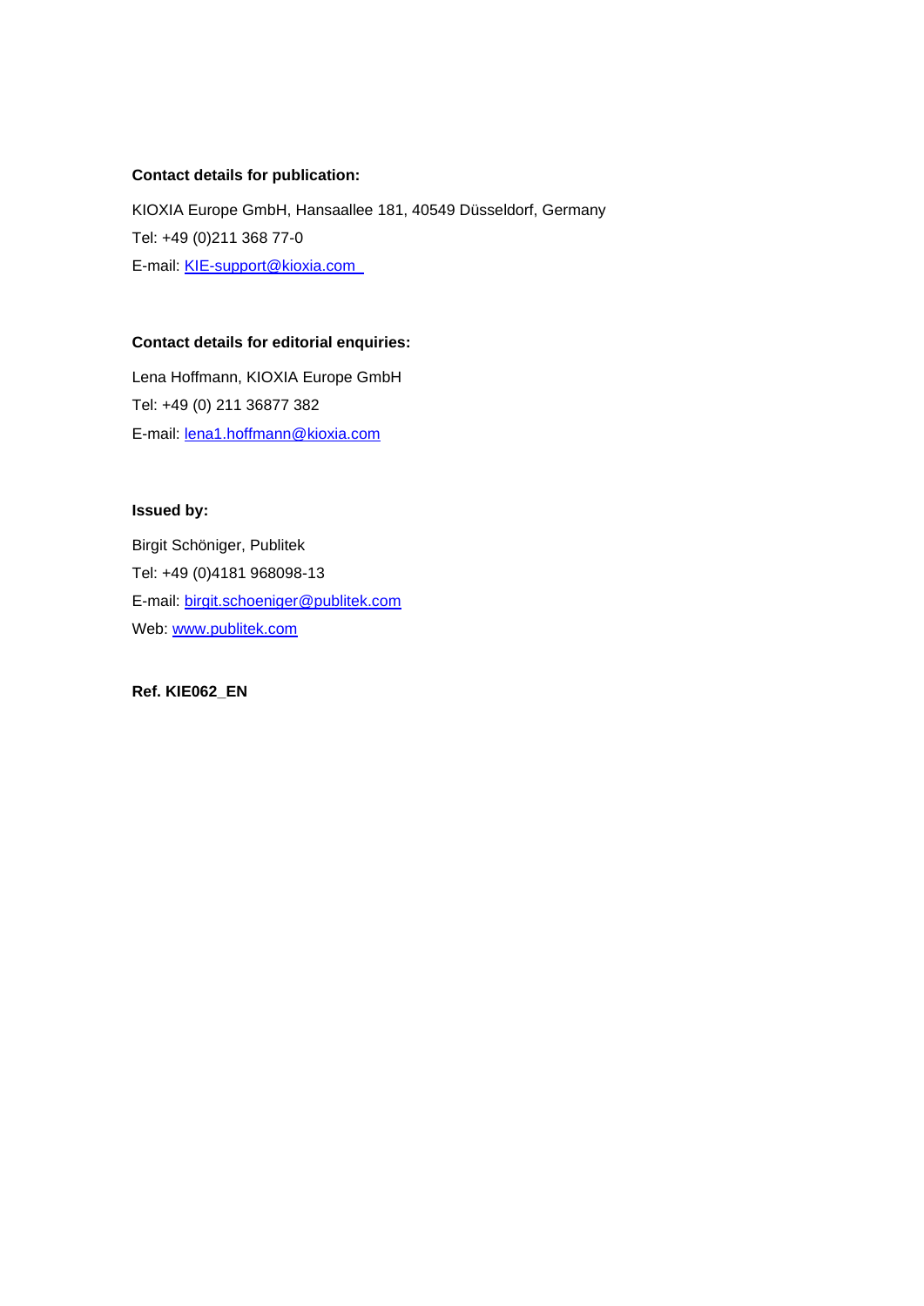**Contact details for publication:**

KIOXIA Europe GmbH, Hansaallee 181, 40549 Düsseldorf, Germany

Tel: +49 (0)211 368 77-0

E-mail: KIE-support@kioxia.com

**Contact details for editorial enquiries:**

Lena Hoffmann, KIOXIA Europe GmbH

Tel: +49 (0) 211 36877 382

E-mail: lena1.hoffmann@kioxia.com

**Issued by:**

Birgit Schöniger, Publitek

Tel: +49 (0)4181 968098-13

E-mail: birgit.schoeniger@publitek.com

Web: www.publitek.com

**Ref. KIE062_EN**